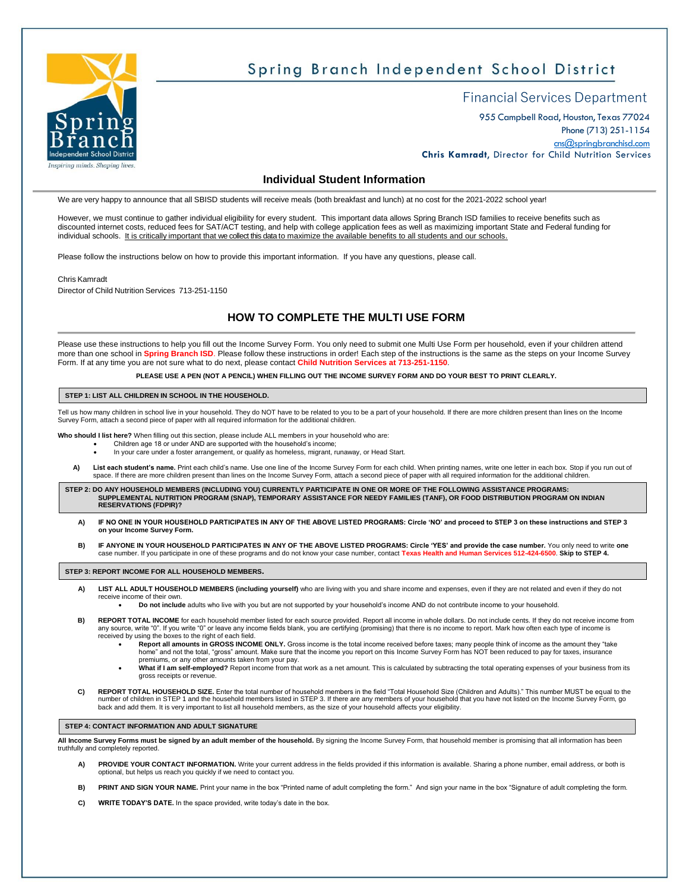Spring Branch Independent School District

Financial Services Department

955 Campbell Road, Houston, Texas 77024
Phone (713) 251-1154
cns@springbranchisd.com
**Chris Kamradt**, Director for Child Nutrition Services

## Individual Student Information

We are very happy to announce that all SBISD students will receive meals (both breakfast and lunch) at no cost for the 2021-2022 school year!

However, we must continue to gather individual eligibility for every student. This important data allows Spring Branch ISD families to receive benefits such as discounted internet costs, reduced fees for SAT/ACT testing, and help with college application fees as well as maximizing important State and Federal funding for individual schools. It is critically important that we collect this data to maximize the available benefits to all students and our schools.

Please follow the instructions below on how to provide this important information. If you have any questions, please call.

Chris Kamradt
Director of Child Nutrition Services 713-251-1150

## HOW TO COMPLETE THE MULTI USE FORM

Please use these instructions to help you fill out the Income Survey Form. You only need to submit one Multi Use Form per household, even if your children attend more than one school in **Spring Branch ISD**. Please follow these instructions in order! Each step of the instructions is the same as the steps on your Income Survey Form. If at any time you are not sure what to do next, please contact **Child Nutrition Services at 713-251-1150**.

**PLEASE USE A PEN (NOT A PENCIL) WHEN FILLING OUT THE INCOME SURVEY FORM AND DO YOUR BEST TO PRINT CLEARLY.**

### STEP 1: LIST ALL CHILDREN IN SCHOOL IN THE HOUSEHOLD.

Tell us how many children in school live in your household. They do NOT have to be related to you to be a part of your household. If there are more children present than lines on the Income Survey Form, attach a second piece of paper with all required information for the additional children.

**Who should I list here?** When filling out this section, please include ALL members in your household who are:

- Children age 18 or under AND are supported with the household's income;
- In your care under a foster arrangement, or qualify as homeless, migrant, runaway, or Head Start.

**A) List each student's name.** Print each child's name. Use one line of the Income Survey Form for each child. When printing names, write one letter in each box. Stop if you run out of space. If there are more children present than lines on the Income Survey Form, attach a second piece of paper with all required information for the additional children.

### STEP 2: DO ANY HOUSEHOLD MEMBERS (INCLUDING YOU) CURRENTLY PARTICIPATE IN ONE OR MORE OF THE FOLLOWING ASSISTANCE PROGRAMS: SUPPLEMENTAL NUTRITION PROGRAM (SNAP), TEMPORARY ASSISTANCE FOR NEEDY FAMILIES (TANF), OR FOOD DISTRIBUTION PROGRAM ON INDIAN RESERVATIONS (FDPIR)?

**A) IF NO ONE IN YOUR HOUSEHOLD PARTICIPATES IN ANY OF THE ABOVE LISTED PROGRAMS: Circle 'NO' and proceed to STEP 3 on these instructions and STEP 3 on your Income Survey Form.**

**B) IF ANYONE IN YOUR HOUSEHOLD PARTICIPATES IN ANY OF THE ABOVE LISTED PROGRAMS: Circle 'YES' and provide the case number.** You only need to write **one** case number. If you participate in one of these programs and do not know your case number, contact **Texas Health and Human Services 512-424-6500**. **Skip to STEP 4.**

### STEP 3: REPORT INCOME FOR ALL HOUSEHOLD MEMBERS.

**A) LIST ALL ADULT HOUSEHOLD MEMBERS (including yourself)** who are living with you and share income and expenses, even if they are not related and even if they do not receive income of their own.

- **Do not include** adults who live with you but are not supported by your household's income AND do not contribute income to your household.

**B) REPORT TOTAL INCOME** for each household member listed for each source provided. Report all income in whole dollars. Do not include cents. If they do not receive income from any source, write "0". If you write "0" or leave any income fields blank, you are certifying (promising) that there is no income to report. Mark how often each type of income is received by using the boxes to the right of each field.

- **Report all amounts in GROSS INCOME ONLY.** Gross income is the total income received before taxes; many people think of income as the amount they "take home" and not the total, "gross" amount. Make sure that the income you report on this Income Survey Form has NOT been reduced to pay for taxes, insurance premiums, or any other amounts taken from your pay.
- **What if I am self-employed?** Report income from that work as a net amount. This is calculated by subtracting the total operating expenses of your business from its gross receipts or revenue.

**C) REPORT TOTAL HOUSEHOLD SIZE.** Enter the total number of household members in the field "Total Household Size (Children and Adults)." This number MUST be equal to the number of children in STEP 1 and the household members listed in STEP 3. If there are any members of your household that you have not listed on the Income Survey Form, go back and add them. It is very important to list all household members, as the size of your household affects your eligibility.

### STEP 4: CONTACT INFORMATION AND ADULT SIGNATURE

**All Income Survey Forms must be signed by an adult member of the household.** By signing the Income Survey Form, that household member is promising that all information has been truthfully and completely reported.

**A) PROVIDE YOUR CONTACT INFORMATION.** Write your current address in the fields provided if this information is available. Sharing a phone number, email address, or both is optional, but helps us reach you quickly if we need to contact you.

**B) PRINT AND SIGN YOUR NAME.** Print your name in the box "Printed name of adult completing the form." And sign your name in the box "Signature of adult completing the form.

**C) WRITE TODAY'S DATE.** In the space provided, write today's date in the box.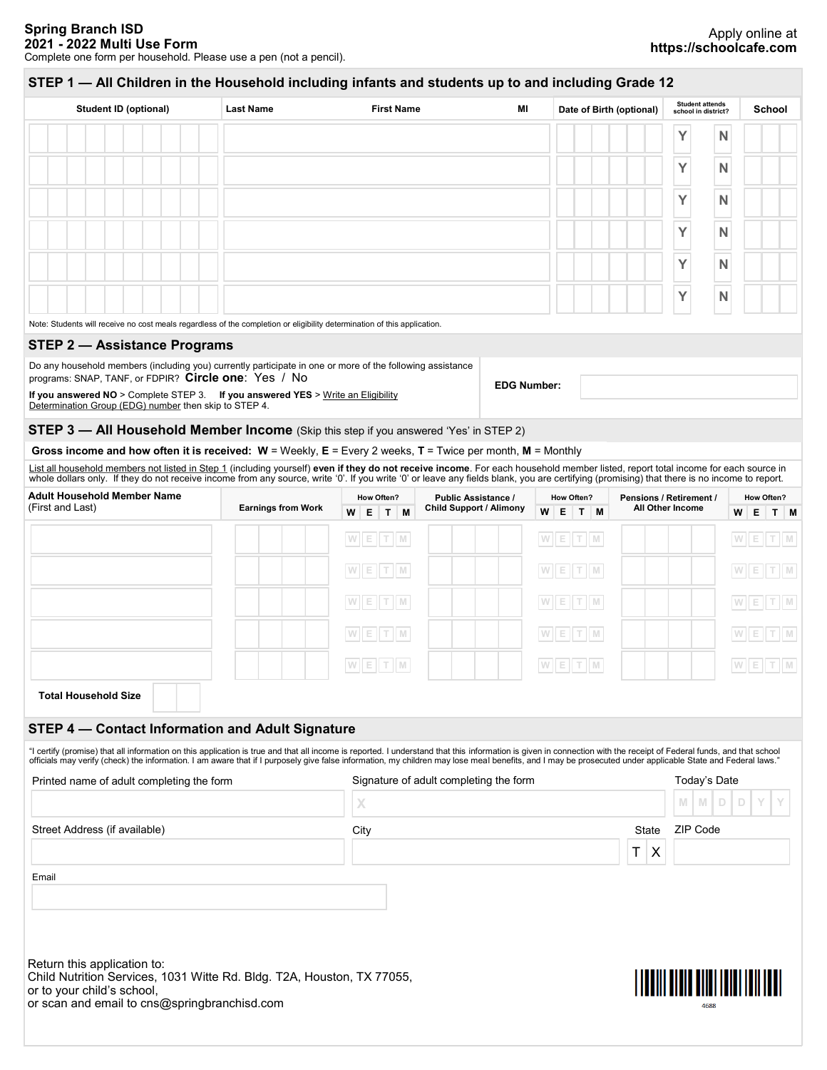**Spring Branch ISD**
**2021 - 2022 Multi Use Form**
Complete one form per household. Please use a pen (not a pencil).

Apply online at
**https://schoolcafe.com**

## STEP 1 — All Children in the Household including infants and students up to and including Grade 12

| Student ID (optional) | Last Name | First Name | MI | Date of Birth (optional) | Student attends school in district? | | School |
|---|---|---|---|---|---|---|---|
| | | | | | Y | N | |
| | | | | | Y | N | |
| | | | | | Y | N | |
| | | | | | Y | N | |
| | | | | | Y | N | |
| | | | | | Y | N | |

Note: Students will receive no cost meals regardless of the completion or eligibility determination of this application.

## STEP 2 — Assistance Programs

Do any household members (including you) currently participate in one or more of the following assistance programs: SNAP, TANF, or FDPIR? **Circle one**: Yes / No

**If you answered NO** > Complete STEP 3. **If you answered YES** > Write an Eligibility Determination Group (EDG) number then skip to STEP 4.

**EDG Number:**

## STEP 3 — All Household Member Income (Skip this step if you answered 'Yes' in STEP 2)

**Gross income and how often it is received: W** = Weekly, **E** = Every 2 weeks, **T** = Twice per month, **M** = Monthly

List all household members not listed in Step 1 (including yourself) **even if they do not receive income**. For each household member listed, report total income for each source in whole dollars only. If they do not receive income from any source, write '0'. If you write '0' or leave any fields blank, you are certifying (promising) that there is no income to report.

| Adult Household Member Name (First and Last) | Earnings from Work | How Often? W E T M | Public Assistance / Child Support / Alimony | How Often? W E T M | Pensions / Retirement / All Other Income | How Often? W E T M |
|---|---|---|---|---|---|---|
| | | W E T M | | W E T M | | W E T M |
| | | W E T M | | W E T M | | W E T M |
| | | W E T M | | W E T M | | W E T M |
| | | W E T M | | W E T M | | W E T M |
| | | W E T M | | W E T M | | W E T M |

**Total Household Size**

## STEP 4 — Contact Information and Adult Signature

"I certify (promise) that all information on this application is true and that all income is reported. I understand that this information is given in connection with the receipt of Federal funds, and that school officials may verify (check) the information. I am aware that if I purposely give false information, my children may lose meal benefits, and I may be prosecuted under applicable State and Federal laws."

| Printed name of adult completing the form | Signature of adult completing the form | Today's Date |
|---|---|---|
| | X | M M D D Y Y |

| Street Address (if available) | City | State | ZIP Code |
|---|---|---|---|
| | | T X | |

Email

Return this application to:
Child Nutrition Services, 1031 Witte Rd. Bldg. T2A, Houston, TX 77055,
or to your child's school,
or scan and email to cns@springbranchisd.com

4688